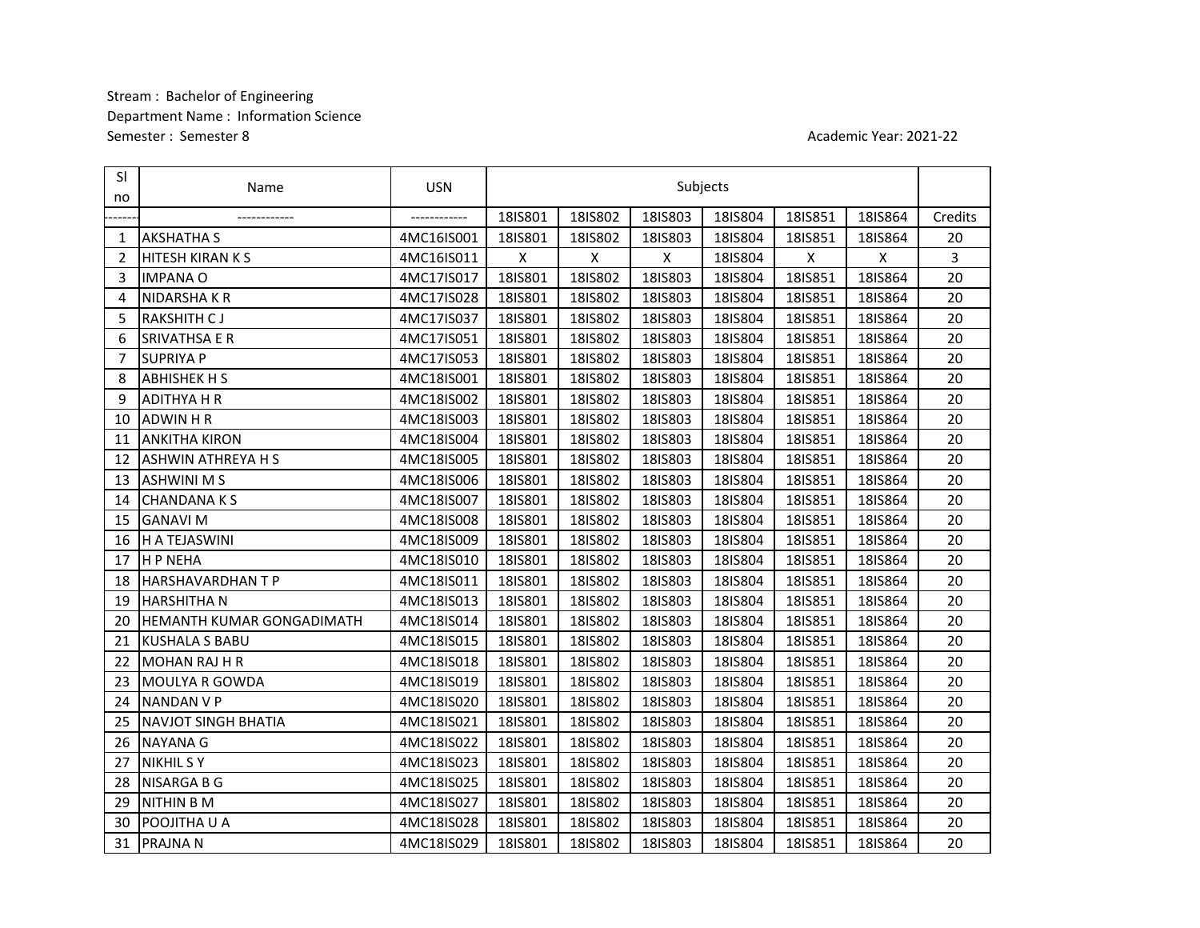Stream : Bachelor of Engineering
Department Name : Information Science
Semester : Semester 8

Academic Year: 2021-22

| Sl no | Name | USN | Subjects | | | | | | |
|---|---|---|---|---|---|---|---|---|---|
| ------- | ------------ | ------------ | 18IS801 | 18IS802 | 18IS803 | 18IS804 | 18IS851 | 18IS864 | Credits |
| 1 | AKSHATHA S | 4MC16IS001 | 18IS801 | 18IS802 | 18IS803 | 18IS804 | 18IS851 | 18IS864 | 20 |
| 2 | HITESH KIRAN K S | 4MC16IS011 | X | X | X | 18IS804 | X | X | 3 |
| 3 | IMPANA O | 4MC17IS017 | 18IS801 | 18IS802 | 18IS803 | 18IS804 | 18IS851 | 18IS864 | 20 |
| 4 | NIDARSHA K R | 4MC17IS028 | 18IS801 | 18IS802 | 18IS803 | 18IS804 | 18IS851 | 18IS864 | 20 |
| 5 | RAKSHITH C J | 4MC17IS037 | 18IS801 | 18IS802 | 18IS803 | 18IS804 | 18IS851 | 18IS864 | 20 |
| 6 | SRIVATHSA E R | 4MC17IS051 | 18IS801 | 18IS802 | 18IS803 | 18IS804 | 18IS851 | 18IS864 | 20 |
| 7 | SUPRIYA P | 4MC17IS053 | 18IS801 | 18IS802 | 18IS803 | 18IS804 | 18IS851 | 18IS864 | 20 |
| 8 | ABHISHEK H S | 4MC18IS001 | 18IS801 | 18IS802 | 18IS803 | 18IS804 | 18IS851 | 18IS864 | 20 |
| 9 | ADITHYA H R | 4MC18IS002 | 18IS801 | 18IS802 | 18IS803 | 18IS804 | 18IS851 | 18IS864 | 20 |
| 10 | ADWIN H R | 4MC18IS003 | 18IS801 | 18IS802 | 18IS803 | 18IS804 | 18IS851 | 18IS864 | 20 |
| 11 | ANKITHA KIRON | 4MC18IS004 | 18IS801 | 18IS802 | 18IS803 | 18IS804 | 18IS851 | 18IS864 | 20 |
| 12 | ASHWIN ATHREYA H S | 4MC18IS005 | 18IS801 | 18IS802 | 18IS803 | 18IS804 | 18IS851 | 18IS864 | 20 |
| 13 | ASHWINI M S | 4MC18IS006 | 18IS801 | 18IS802 | 18IS803 | 18IS804 | 18IS851 | 18IS864 | 20 |
| 14 | CHANDANA K S | 4MC18IS007 | 18IS801 | 18IS802 | 18IS803 | 18IS804 | 18IS851 | 18IS864 | 20 |
| 15 | GANAVI M | 4MC18IS008 | 18IS801 | 18IS802 | 18IS803 | 18IS804 | 18IS851 | 18IS864 | 20 |
| 16 | H A TEJASWINI | 4MC18IS009 | 18IS801 | 18IS802 | 18IS803 | 18IS804 | 18IS851 | 18IS864 | 20 |
| 17 | H P NEHA | 4MC18IS010 | 18IS801 | 18IS802 | 18IS803 | 18IS804 | 18IS851 | 18IS864 | 20 |
| 18 | HARSHAVARDHAN T P | 4MC18IS011 | 18IS801 | 18IS802 | 18IS803 | 18IS804 | 18IS851 | 18IS864 | 20 |
| 19 | HARSHITHA N | 4MC18IS013 | 18IS801 | 18IS802 | 18IS803 | 18IS804 | 18IS851 | 18IS864 | 20 |
| 20 | HEMANTH KUMAR GONGADIMATH | 4MC18IS014 | 18IS801 | 18IS802 | 18IS803 | 18IS804 | 18IS851 | 18IS864 | 20 |
| 21 | KUSHALA S BABU | 4MC18IS015 | 18IS801 | 18IS802 | 18IS803 | 18IS804 | 18IS851 | 18IS864 | 20 |
| 22 | MOHAN RAJ H R | 4MC18IS018 | 18IS801 | 18IS802 | 18IS803 | 18IS804 | 18IS851 | 18IS864 | 20 |
| 23 | MOULYA R GOWDA | 4MC18IS019 | 18IS801 | 18IS802 | 18IS803 | 18IS804 | 18IS851 | 18IS864 | 20 |
| 24 | NANDAN V P | 4MC18IS020 | 18IS801 | 18IS802 | 18IS803 | 18IS804 | 18IS851 | 18IS864 | 20 |
| 25 | NAVJOT SINGH BHATIA | 4MC18IS021 | 18IS801 | 18IS802 | 18IS803 | 18IS804 | 18IS851 | 18IS864 | 20 |
| 26 | NAYANA G | 4MC18IS022 | 18IS801 | 18IS802 | 18IS803 | 18IS804 | 18IS851 | 18IS864 | 20 |
| 27 | NIKHIL S Y | 4MC18IS023 | 18IS801 | 18IS802 | 18IS803 | 18IS804 | 18IS851 | 18IS864 | 20 |
| 28 | NISARGA B G | 4MC18IS025 | 18IS801 | 18IS802 | 18IS803 | 18IS804 | 18IS851 | 18IS864 | 20 |
| 29 | NITHIN B M | 4MC18IS027 | 18IS801 | 18IS802 | 18IS803 | 18IS804 | 18IS851 | 18IS864 | 20 |
| 30 | POOJITHA U A | 4MC18IS028 | 18IS801 | 18IS802 | 18IS803 | 18IS804 | 18IS851 | 18IS864 | 20 |
| 31 | PRAJNA N | 4MC18IS029 | 18IS801 | 18IS802 | 18IS803 | 18IS804 | 18IS851 | 18IS864 | 20 |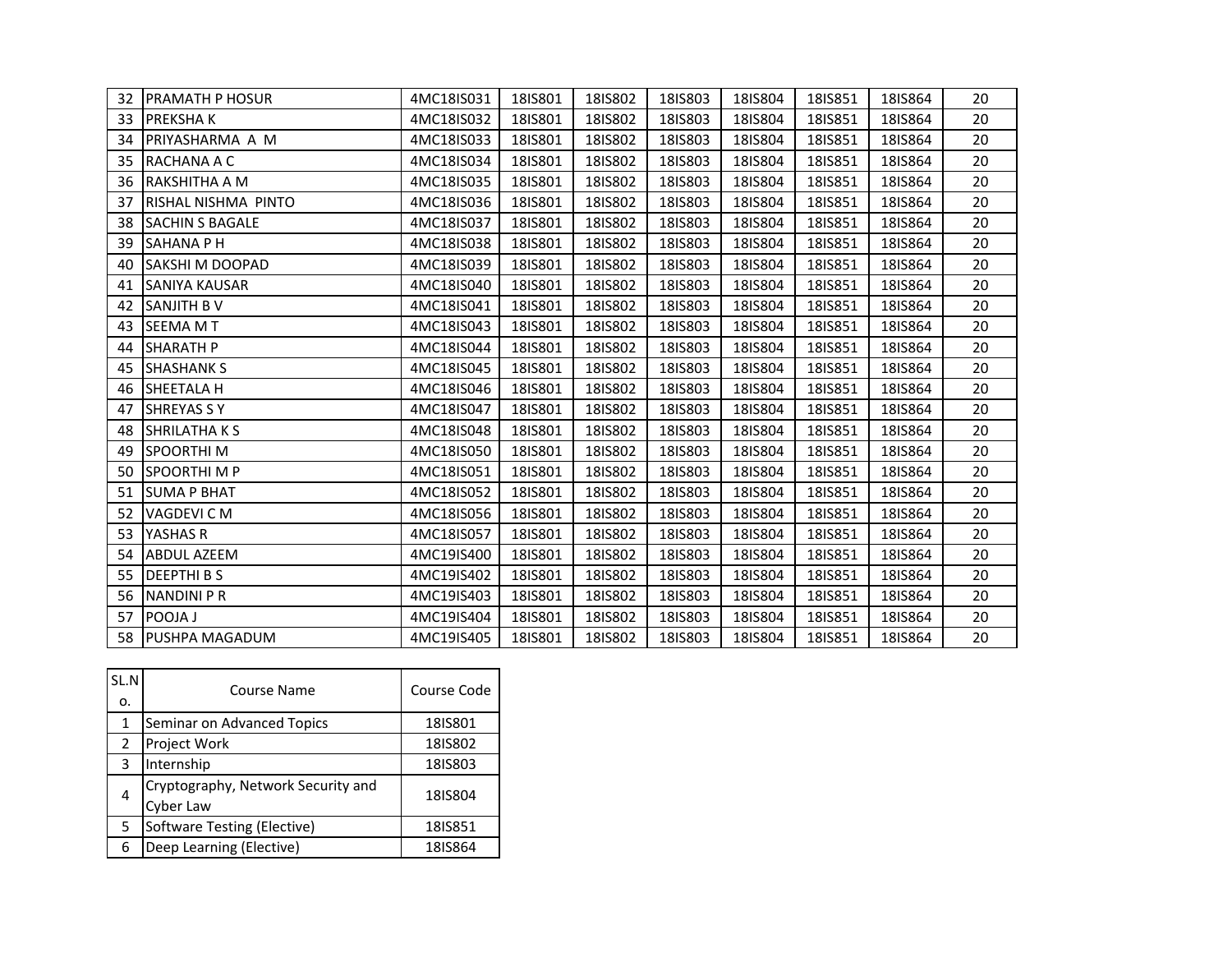| | | | | | | | | | |
|---|---|---|---|---|---|---|---|---|---|
| 32 | PRAMATH P HOSUR | 4MC18IS031 | 18IS801 | 18IS802 | 18IS803 | 18IS804 | 18IS851 | 18IS864 | 20 |
| 33 | PREKSHA K | 4MC18IS032 | 18IS801 | 18IS802 | 18IS803 | 18IS804 | 18IS851 | 18IS864 | 20 |
| 34 | PRIYASHARMA A M | 4MC18IS033 | 18IS801 | 18IS802 | 18IS803 | 18IS804 | 18IS851 | 18IS864 | 20 |
| 35 | RACHANA A C | 4MC18IS034 | 18IS801 | 18IS802 | 18IS803 | 18IS804 | 18IS851 | 18IS864 | 20 |
| 36 | RAKSHITHA A M | 4MC18IS035 | 18IS801 | 18IS802 | 18IS803 | 18IS804 | 18IS851 | 18IS864 | 20 |
| 37 | RISHAL NISHMA PINTO | 4MC18IS036 | 18IS801 | 18IS802 | 18IS803 | 18IS804 | 18IS851 | 18IS864 | 20 |
| 38 | SACHIN S BAGALE | 4MC18IS037 | 18IS801 | 18IS802 | 18IS803 | 18IS804 | 18IS851 | 18IS864 | 20 |
| 39 | SAHANA P H | 4MC18IS038 | 18IS801 | 18IS802 | 18IS803 | 18IS804 | 18IS851 | 18IS864 | 20 |
| 40 | SAKSHI M DOOPAD | 4MC18IS039 | 18IS801 | 18IS802 | 18IS803 | 18IS804 | 18IS851 | 18IS864 | 20 |
| 41 | SANIYA KAUSAR | 4MC18IS040 | 18IS801 | 18IS802 | 18IS803 | 18IS804 | 18IS851 | 18IS864 | 20 |
| 42 | SANJITH B V | 4MC18IS041 | 18IS801 | 18IS802 | 18IS803 | 18IS804 | 18IS851 | 18IS864 | 20 |
| 43 | SEEMA M T | 4MC18IS043 | 18IS801 | 18IS802 | 18IS803 | 18IS804 | 18IS851 | 18IS864 | 20 |
| 44 | SHARATH P | 4MC18IS044 | 18IS801 | 18IS802 | 18IS803 | 18IS804 | 18IS851 | 18IS864 | 20 |
| 45 | SHASHANK S | 4MC18IS045 | 18IS801 | 18IS802 | 18IS803 | 18IS804 | 18IS851 | 18IS864 | 20 |
| 46 | SHEETALA H | 4MC18IS046 | 18IS801 | 18IS802 | 18IS803 | 18IS804 | 18IS851 | 18IS864 | 20 |
| 47 | SHREYAS S Y | 4MC18IS047 | 18IS801 | 18IS802 | 18IS803 | 18IS804 | 18IS851 | 18IS864 | 20 |
| 48 | SHRILATHA K S | 4MC18IS048 | 18IS801 | 18IS802 | 18IS803 | 18IS804 | 18IS851 | 18IS864 | 20 |
| 49 | SPOORTHI M | 4MC18IS050 | 18IS801 | 18IS802 | 18IS803 | 18IS804 | 18IS851 | 18IS864 | 20 |
| 50 | SPOORTHI M P | 4MC18IS051 | 18IS801 | 18IS802 | 18IS803 | 18IS804 | 18IS851 | 18IS864 | 20 |
| 51 | SUMA P BHAT | 4MC18IS052 | 18IS801 | 18IS802 | 18IS803 | 18IS804 | 18IS851 | 18IS864 | 20 |
| 52 | VAGDEVI C M | 4MC18IS056 | 18IS801 | 18IS802 | 18IS803 | 18IS804 | 18IS851 | 18IS864 | 20 |
| 53 | YASHAS R | 4MC18IS057 | 18IS801 | 18IS802 | 18IS803 | 18IS804 | 18IS851 | 18IS864 | 20 |
| 54 | ABDUL AZEEM | 4MC19IS400 | 18IS801 | 18IS802 | 18IS803 | 18IS804 | 18IS851 | 18IS864 | 20 |
| 55 | DEEPTHI B S | 4MC19IS402 | 18IS801 | 18IS802 | 18IS803 | 18IS804 | 18IS851 | 18IS864 | 20 |
| 56 | NANDINI P R | 4MC19IS403 | 18IS801 | 18IS802 | 18IS803 | 18IS804 | 18IS851 | 18IS864 | 20 |
| 57 | POOJA J | 4MC19IS404 | 18IS801 | 18IS802 | 18IS803 | 18IS804 | 18IS851 | 18IS864 | 20 |
| 58 | PUSHPA MAGADUM | 4MC19IS405 | 18IS801 | 18IS802 | 18IS803 | 18IS804 | 18IS851 | 18IS864 | 20 |

| SL.No. | Course Name | Course Code |
|---|---|---|
| 1 | Seminar on Advanced Topics | 18IS801 |
| 2 | Project Work | 18IS802 |
| 3 | Internship | 18IS803 |
| 4 | Cryptography, Network Security and Cyber Law | 18IS804 |
| 5 | Software Testing (Elective) | 18IS851 |
| 6 | Deep Learning (Elective) | 18IS864 |